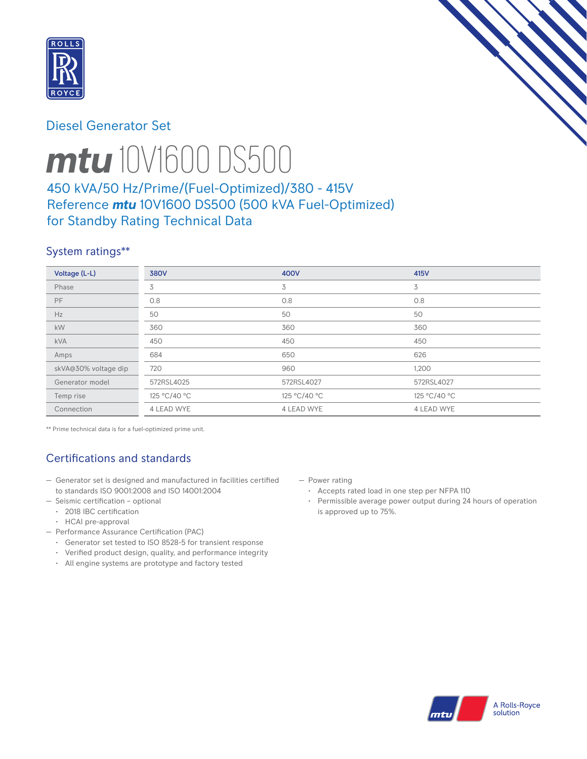Diesel Generator Set

# ***mtu*** 10V1600 DS500

## 450 kVA/50 Hz/Prime/(Fuel-Optimized)/380 - 415V
## Reference ***mtu*** 10V1600 DS500 (500 kVA Fuel-Optimized) for Standby Rating Technical Data

### System ratings**

| Voltage (L-L) | 380V | 400V | 415V |
|---|---|---|---|
| Phase | 3 | 3 | 3 |
| PF | 0.8 | 0.8 | 0.8 |
| Hz | 50 | 50 | 50 |
| kW | 360 | 360 | 360 |
| kVA | 450 | 450 | 450 |
| Amps | 684 | 650 | 626 |
| skVA@30% voltage dip | 720 | 960 | 1,200 |
| Generator model | 572RSL4025 | 572RSL4027 | 572RSL4027 |
| Temp rise | 125 °C/40 °C | 125 °C/40 °C | 125 °C/40 °C |
| Connection | 4 LEAD WYE | 4 LEAD WYE | 4 LEAD WYE |

** Prime technical data is for a fuel-optimized prime unit.

### Certifications and standards

- Generator set is designed and manufactured in facilities certified to standards ISO 9001:2008 and ISO 14001:2004
- Seismic certification – optional
  - 2018 IBC certification
  - HCAI pre-approval
- Performance Assurance Certification (PAC)
  - Generator set tested to ISO 8528-5 for transient response
  - Verified product design, quality, and performance integrity
  - All engine systems are prototype and factory tested
- Power rating
  - Accepts rated load in one step per NFPA 110
  - Permissible average power output during 24 hours of operation is approved up to 75%.

A Rolls-Royce solution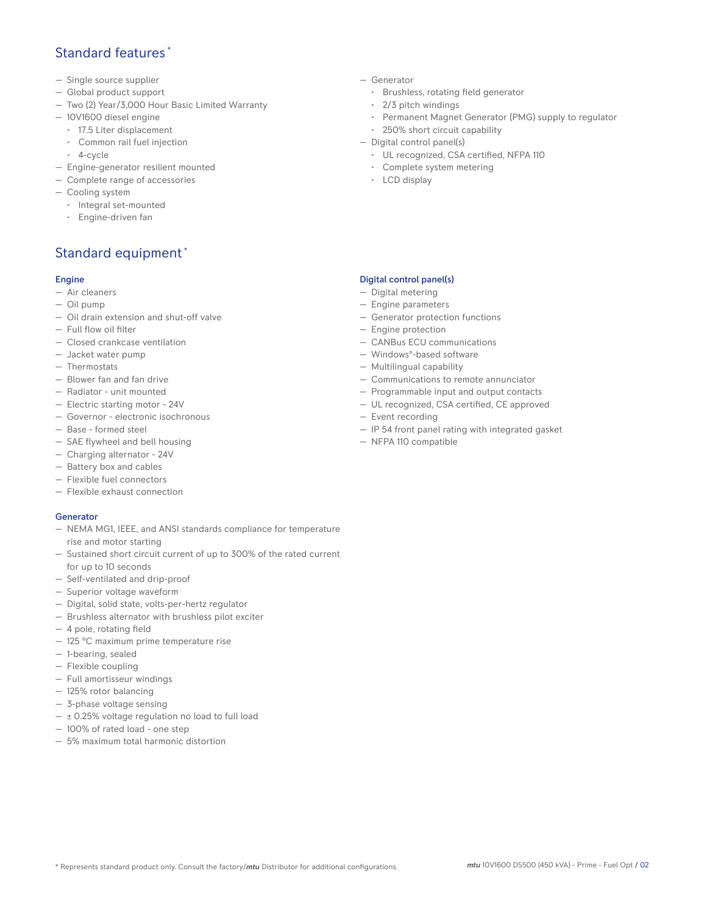## Standard features *

- Single source supplier
- Global product support
- Two (2) Year/3,000 Hour Basic Limited Warranty
- 10V1600 diesel engine
  - 17.5 Liter displacement
  - Common rail fuel injection
  - 4-cycle
- Engine-generator resilient mounted
- Complete range of accessories
- Cooling system
  - Integral set-mounted
  - Engine-driven fan
- Generator
  - Brushless, rotating field generator
  - 2/3 pitch windings
  - Permanent Magnet Generator (PMG) supply to regulator
  - 250% short circuit capability
- Digital control panel(s)
  - UL recognized, CSA certified, NFPA 110
  - Complete system metering
  - LCD display

## Standard equipment *

### Engine

- Air cleaners
- Oil pump
- Oil drain extension and shut-off valve
- Full flow oil filter
- Closed crankcase ventilation
- Jacket water pump
- Thermostats
- Blower fan and fan drive
- Radiator - unit mounted
- Electric starting motor - 24V
- Governor - electronic isochronous
- Base - formed steel
- SAE flywheel and bell housing
- Charging alternator - 24V
- Battery box and cables
- Flexible fuel connectors
- Flexible exhaust connection

### Generator

- NEMA MG1, IEEE, and ANSI standards compliance for temperature rise and motor starting
- Sustained short circuit current of up to 300% of the rated current for up to 10 seconds
- Self-ventilated and drip-proof
- Superior voltage waveform
- Digital, solid state, volts-per-hertz regulator
- Brushless alternator with brushless pilot exciter
- 4 pole, rotating field
- 125 °C maximum prime temperature rise
- 1-bearing, sealed
- Flexible coupling
- Full amortisseur windings
- 125% rotor balancing
- 3-phase voltage sensing
- ± 0.25% voltage regulation no load to full load
- 100% of rated load - one step
- 5% maximum total harmonic distortion

### Digital control panel(s)

- Digital metering
- Engine parameters
- Generator protection functions
- Engine protection
- CANBus ECU communications
- Windows®-based software
- Multilingual capability
- Communications to remote annunciator
- Programmable input and output contacts
- UL recognized, CSA certified, CE approved
- Event recording
- IP 54 front panel rating with integrated gasket
- NFPA 110 compatible

* Represents standard product only. Consult the factory/*mtu* Distributor for additional configurations.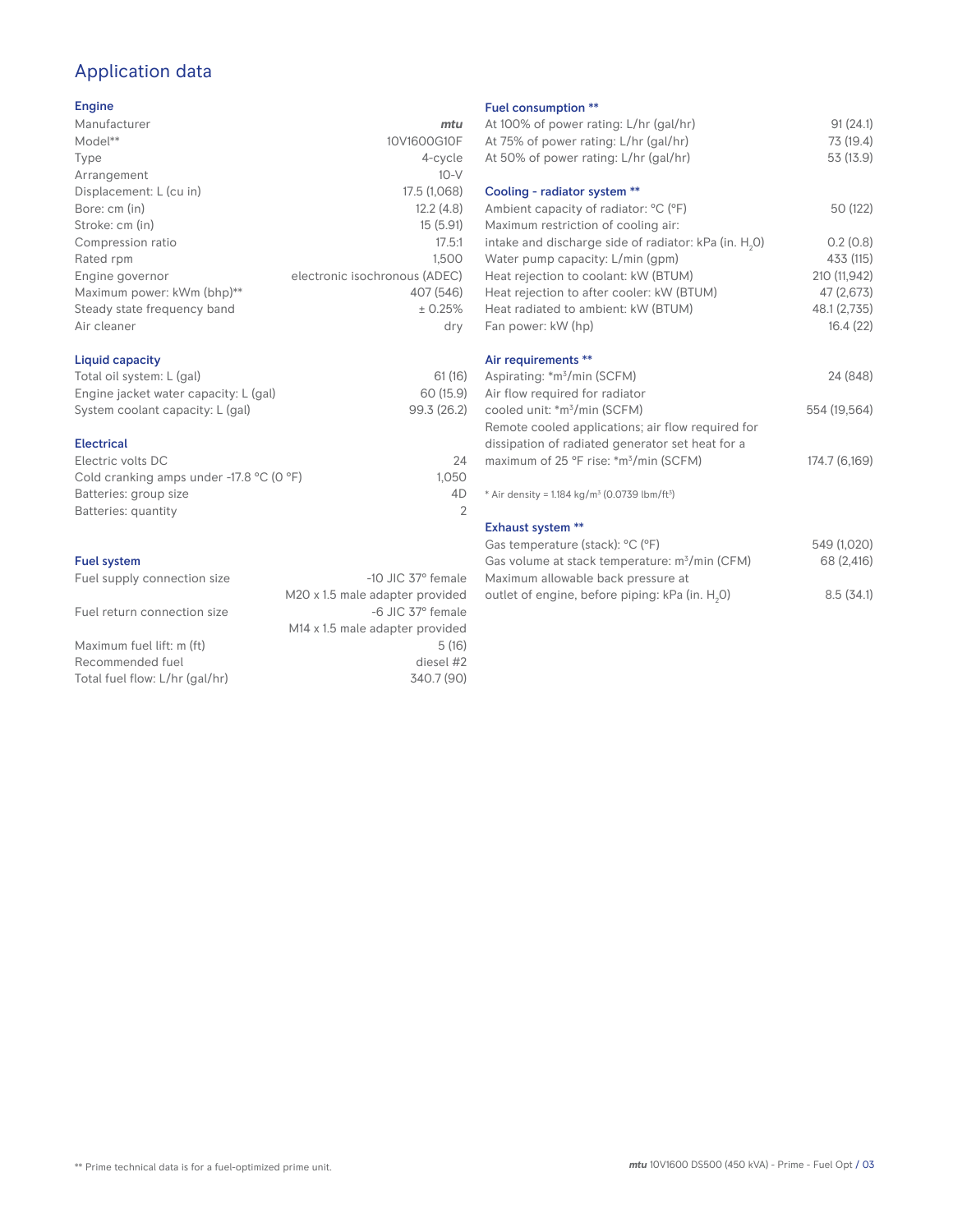# Application data

## Engine

| | |
|---|---|
| Manufacturer | *mtu* |
| Model** | 10V1600G10F |
| Type | 4-cycle |
| Arrangement | 10-V |
| Displacement: L (cu in) | 17.5 (1,068) |
| Bore: cm (in) | 12.2 (4.8) |
| Stroke: cm (in) | 15 (5.91) |
| Compression ratio | 17.5:1 |
| Rated rpm | 1,500 |
| Engine governor | electronic isochronous (ADEC) |
| Maximum power: kWm (bhp)** | 407 (546) |
| Steady state frequency band | ± 0.25% |
| Air cleaner | dry |

## Liquid capacity

| | |
|---|---|
| Total oil system: L (gal) | 61 (16) |
| Engine jacket water capacity: L (gal) | 60 (15.9) |
| System coolant capacity: L (gal) | 99.3 (26.2) |

## Electrical

| | |
|---|---|
| Electric volts DC | 24 |
| Cold cranking amps under -17.8 °C (0 °F) | 1,050 |
| Batteries: group size | 4D |
| Batteries: quantity | 2 |

## Fuel system

| | |
|---|---|
| Fuel supply connection size | -10 JIC 37° female<br>M20 x 1.5 male adapter provided |
| Fuel return connection size | -6 JIC 37° female<br>M14 x 1.5 male adapter provided |
| Maximum fuel lift: m (ft) | 5 (16) |
| Recommended fuel | diesel #2 |
| Total fuel flow: L/hr (gal/hr) | 340.7 (90) |

## Fuel consumption **

| | |
|---|---|
| At 100% of power rating: L/hr (gal/hr) | 91 (24.1) |
| At 75% of power rating: L/hr (gal/hr) | 73 (19.4) |
| At 50% of power rating: L/hr (gal/hr) | 53 (13.9) |

## Cooling - radiator system **

| | |
|---|---|
| Ambient capacity of radiator: °C (°F) | 50 (122) |
| Maximum restriction of cooling air: intake and discharge side of radiator: kPa (in. $H_2O$) | 0.2 (0.8) |
| Water pump capacity: L/min (gpm) | 433 (115) |
| Heat rejection to coolant: kW (BTUM) | 210 (11,942) |
| Heat rejection to after cooler: kW (BTUM) | 47 (2,673) |
| Heat radiated to ambient: kW (BTUM) | 48.1 (2,735) |
| Fan power: kW (hp) | 16.4 (22) |

## Air requirements **

| | |
|---|---|
| Aspirating: *m³/min (SCFM) | 24 (848) |
| Air flow required for radiator cooled unit: *m³/min (SCFM) | 554 (19,564) |
| Remote cooled applications; air flow required for dissipation of radiated generator set heat for a maximum of 25 °F rise: *m³/min (SCFM) | 174.7 (6,169) |

* Air density = 1.184 kg/m³ (0.0739 lbm/ft³)

## Exhaust system **

| | |
|---|---|
| Gas temperature (stack): °C (°F) | 549 (1,020) |
| Gas volume at stack temperature: m³/min (CFM) | 68 (2,416) |
| Maximum allowable back pressure at outlet of engine, before piping: kPa (in. $H_2O$) | 8.5 (34.1) |

** Prime technical data is for a fuel-optimized prime unit.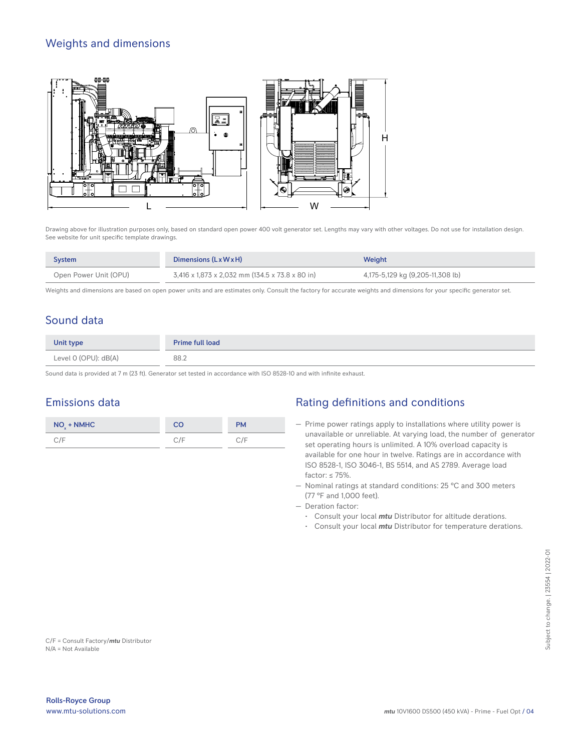## Weights and dimensions

L

W

H

Drawing above for illustration purposes only, based on standard open power 400 volt generator set. Lengths may vary with other voltages. Do not use for installation design. See website for unit specific template drawings.

| System | Dimensions (L x W x H) | Weight |
|---|---|---|
| Open Power Unit (OPU) | 3,416 x 1,873 x 2,032 mm (134.5 x 73.8 x 80 in) | 4,175-5,129 kg (9,205-11,308 lb) |

Weights and dimensions are based on open power units and are estimates only. Consult the factory for accurate weights and dimensions for your specific generator set.

## Sound data

| Unit type | Prime full load |
|---|---|
| Level 0 (OPU): dB(A) | 88.2 |

Sound data is provided at 7 m (23 ft). Generator set tested in accordance with ISO 8528-10 and with infinite exhaust.

## Emissions data

| $NO_x$ + NMHC | CO | PM |
|---|---|---|
| C/F | C/F | C/F |

## Rating definitions and conditions

- Prime power ratings apply to installations where utility power is unavailable or unreliable. At varying load, the number of generator set operating hours is unlimited. A 10% overload capacity is available for one hour in twelve. Ratings are in accordance with ISO 8528-1, ISO 3046-1, BS 5514, and AS 2789. Average load factor: ≤ 75%.
- Nominal ratings at standard conditions: 25 °C and 300 meters (77 °F and 1,000 feet).
- Deration factor:
  - Consult your local ***mtu*** Distributor for altitude derations.
  - Consult your local ***mtu*** Distributor for temperature derations.

C/F = Consult Factory/***mtu*** Distributor
N/A = Not Available

Subject to change. | 23554 | 2022-01

**Rolls-Royce Group**
www.mtu-solutions.com

***mtu*** 10V1600 DS500 (450 kVA) - Prime - Fuel Opt